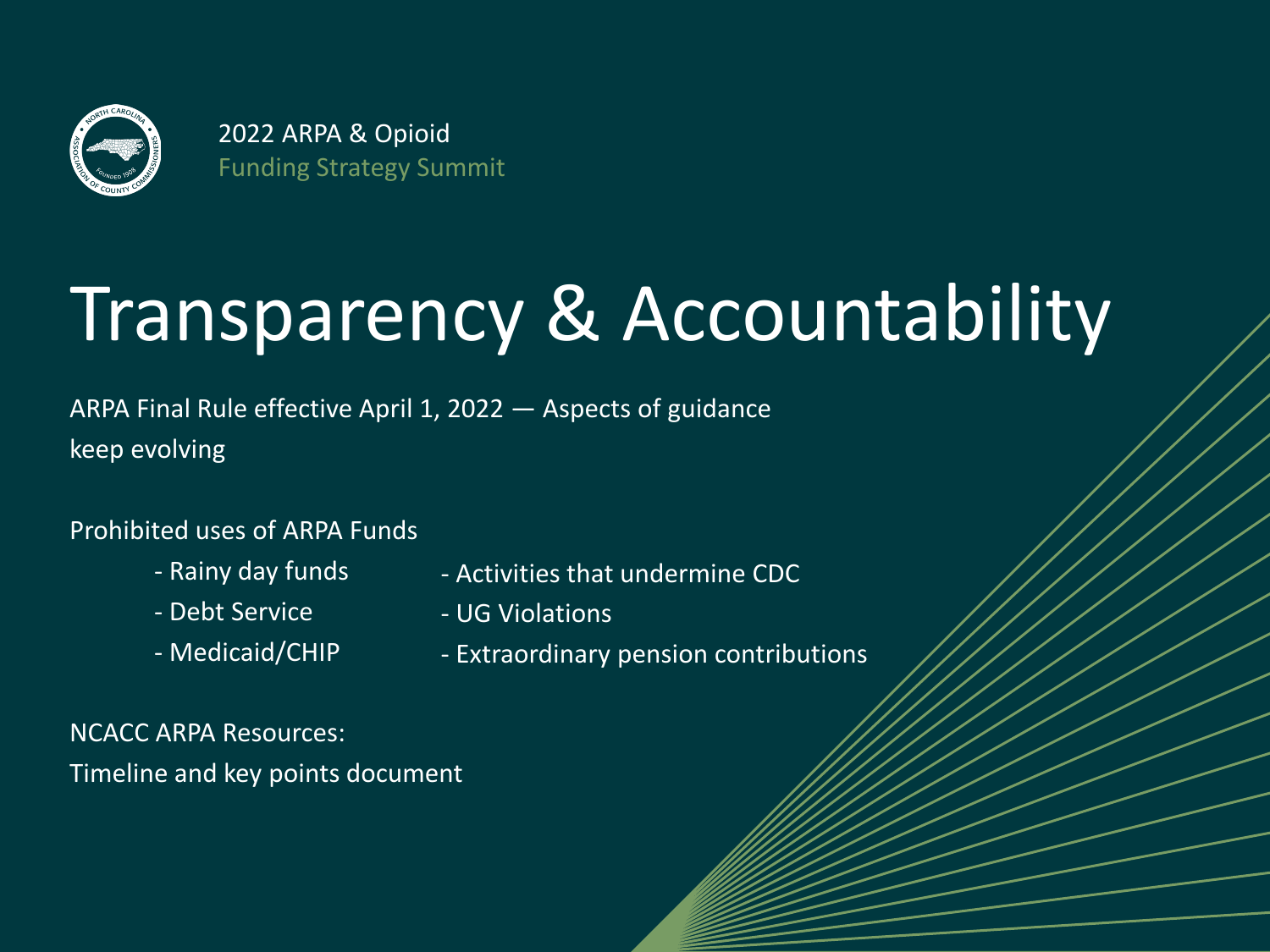2022 ARPA & Opioid
Funding Strategy Summit

# Transparency & Accountability

ARPA Final Rule effective April 1, 2022 — Aspects of guidance keep evolving

Prohibited uses of ARPA Funds

- Rainy day funds
- Debt Service
- Medicaid/CHIP
- Activities that undermine CDC
- UG Violations
- Extraordinary pension contributions

NCACC ARPA Resources:
Timeline and key points document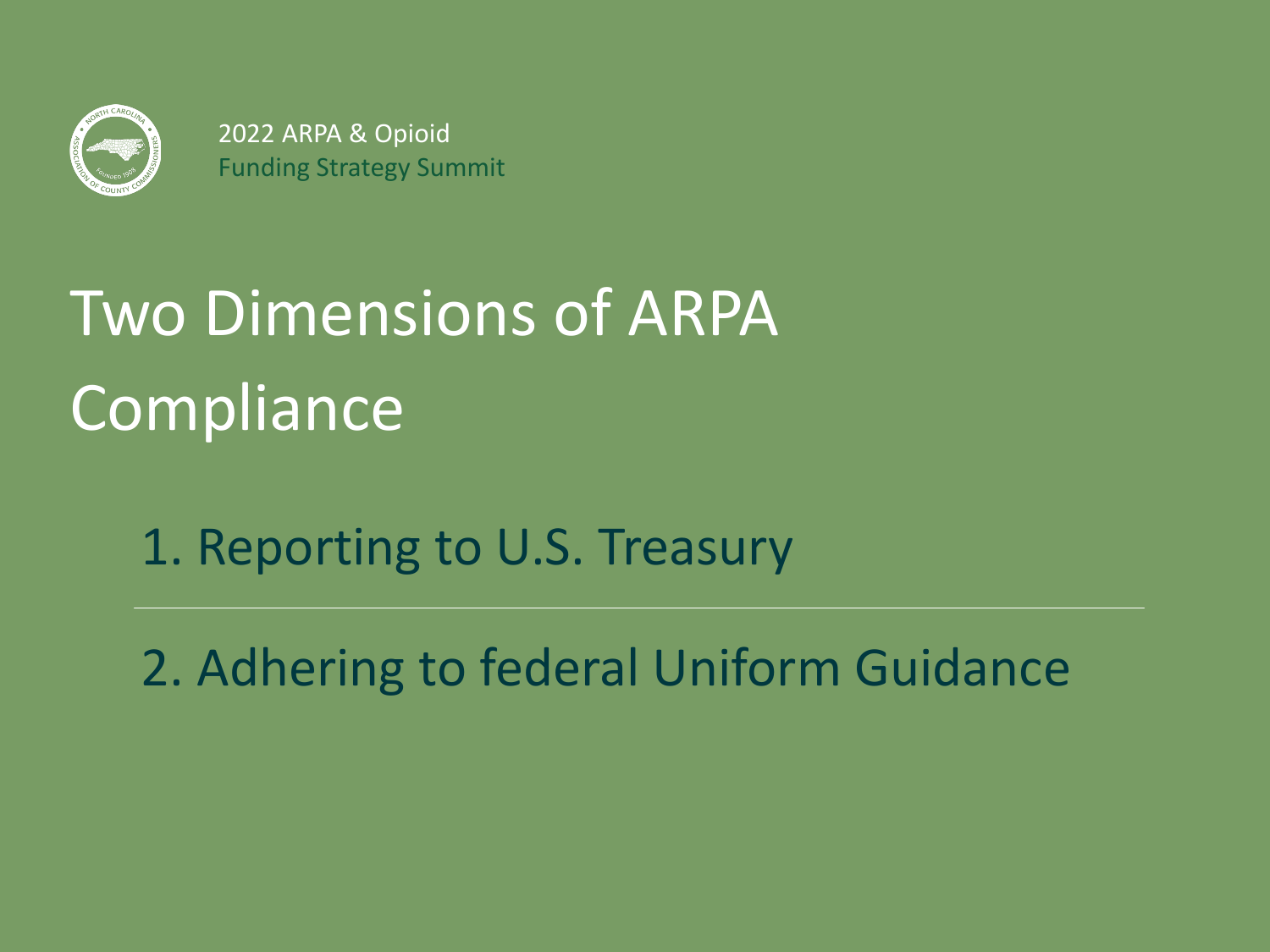2022 ARPA & Opioid
Funding Strategy Summit

# Two Dimensions of ARPA Compliance

1. Reporting to U.S. Treasury

2. Adhering to federal Uniform Guidance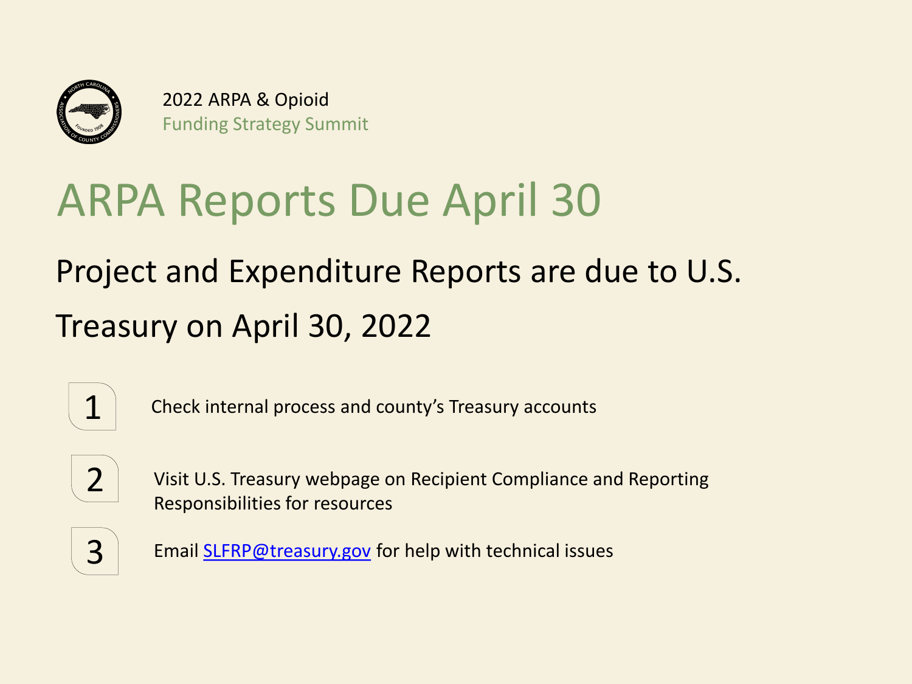2022 ARPA & Opioid
Funding Strategy Summit

# ARPA Reports Due April 30

## Project and Expenditure Reports are due to U.S. Treasury on April 30, 2022

1. Check internal process and county's Treasury accounts
2. Visit U.S. Treasury webpage on Recipient Compliance and Reporting Responsibilities for resources
3. Email [SLFRP@treasury.gov](mailto:SLFRP@treasury.gov) for help with technical issues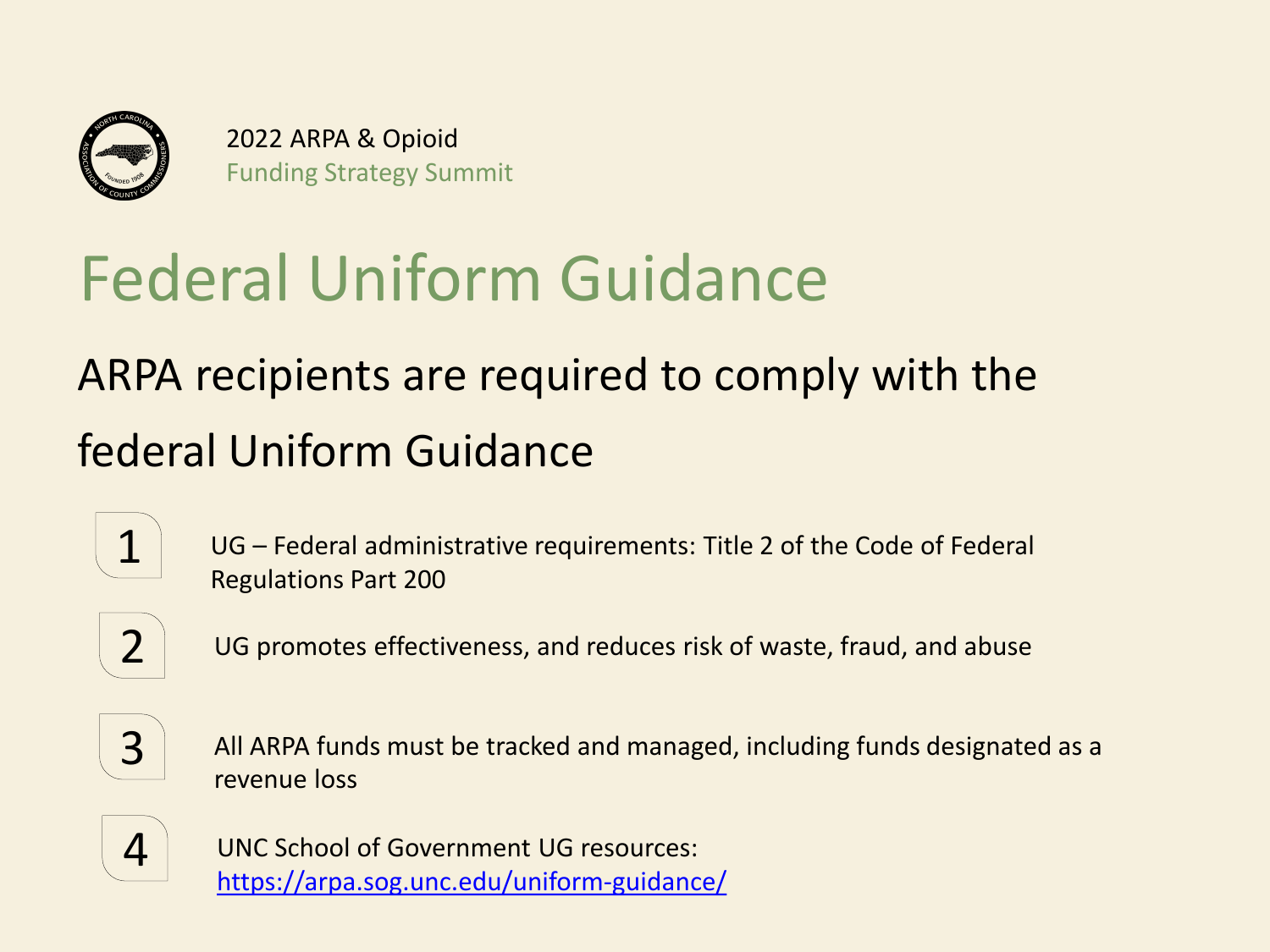2022 ARPA & Opioid
Funding Strategy Summit

# Federal Uniform Guidance

## ARPA recipients are required to comply with the federal Uniform Guidance

1. UG – Federal administrative requirements: Title 2 of the Code of Federal Regulations Part 200
2. UG promotes effectiveness, and reduces risk of waste, fraud, and abuse
3. All ARPA funds must be tracked and managed, including funds designated as a revenue loss
4. UNC School of Government UG resources: https://arpa.sog.unc.edu/uniform-guidance/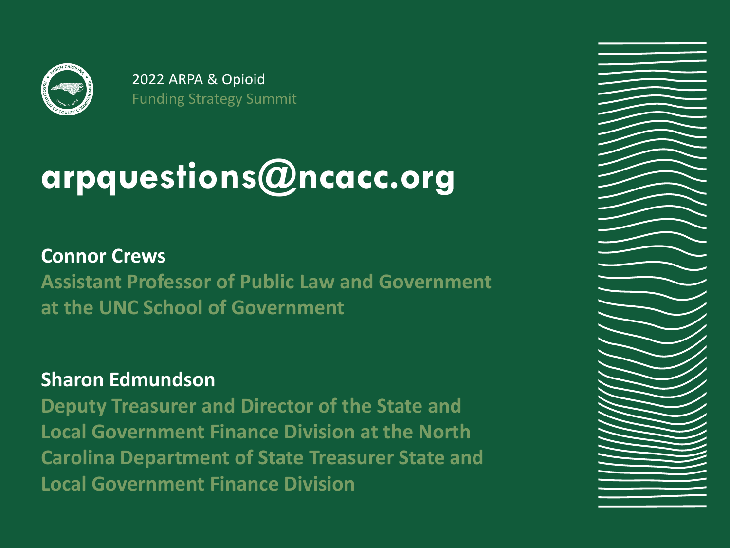2022 ARPA & Opioid
Funding Strategy Summit

# arpquestions@ncacc.org

**Connor Crews**

**Assistant Professor of Public Law and Government at the UNC School of Government**

**Sharon Edmundson**

**Deputy Treasurer and Director of the State and Local Government Finance Division at the North Carolina Department of State Treasurer State and Local Government Finance Division**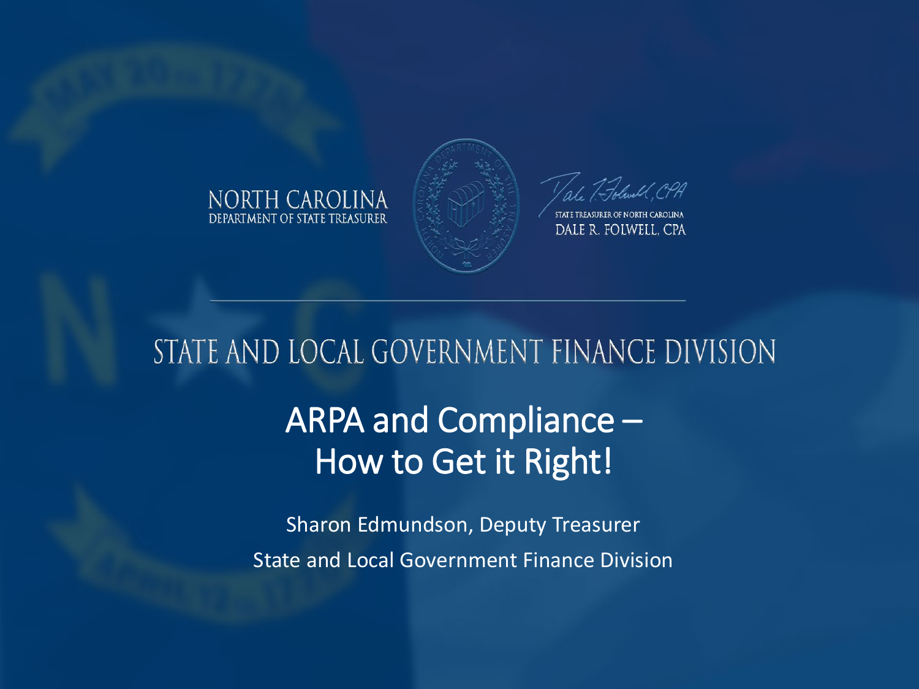NORTH CAROLINA
DEPARTMENT OF STATE TREASURER

STATE TREASURER OF NORTH CAROLINA
DALE R. FOLWELL, CPA

# STATE AND LOCAL GOVERNMENT FINANCE DIVISION

## ARPA and Compliance – How to Get it Right!

Sharon Edmundson, Deputy Treasurer

State and Local Government Finance Division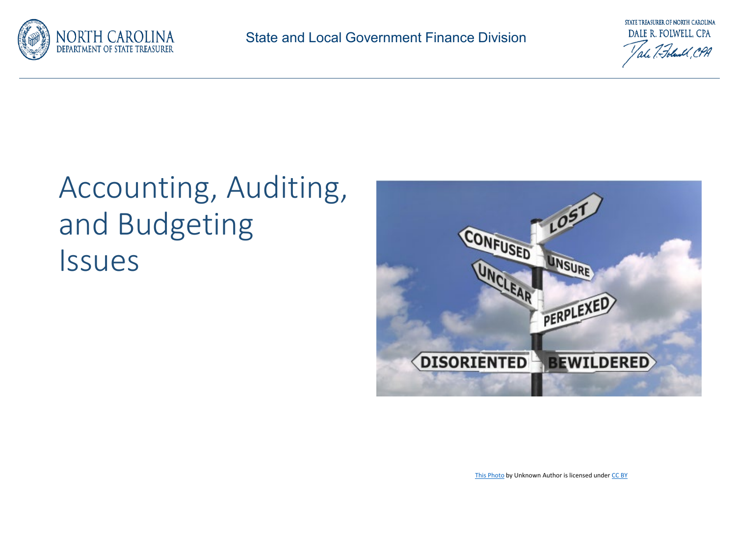# Accounting, Auditing, and Budgeting Issues

This Photo by Unknown Author is licensed under CC BY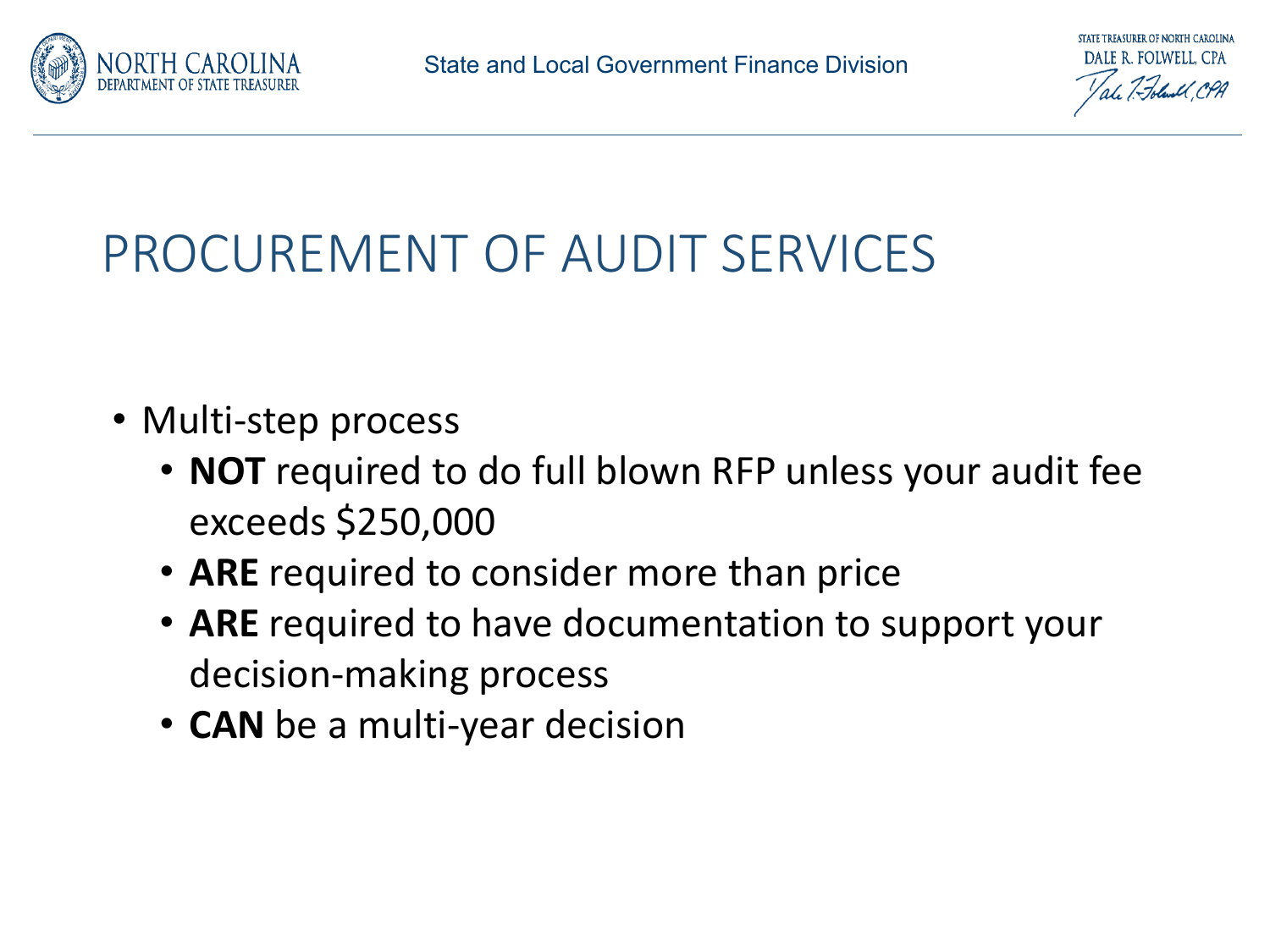# PROCUREMENT OF AUDIT SERVICES

- Multi-step process
  - **NOT** required to do full blown RFP unless your audit fee exceeds $250,000
  - **ARE** required to consider more than price
  - **ARE** required to have documentation to support your decision-making process
  - **CAN** be a multi-year decision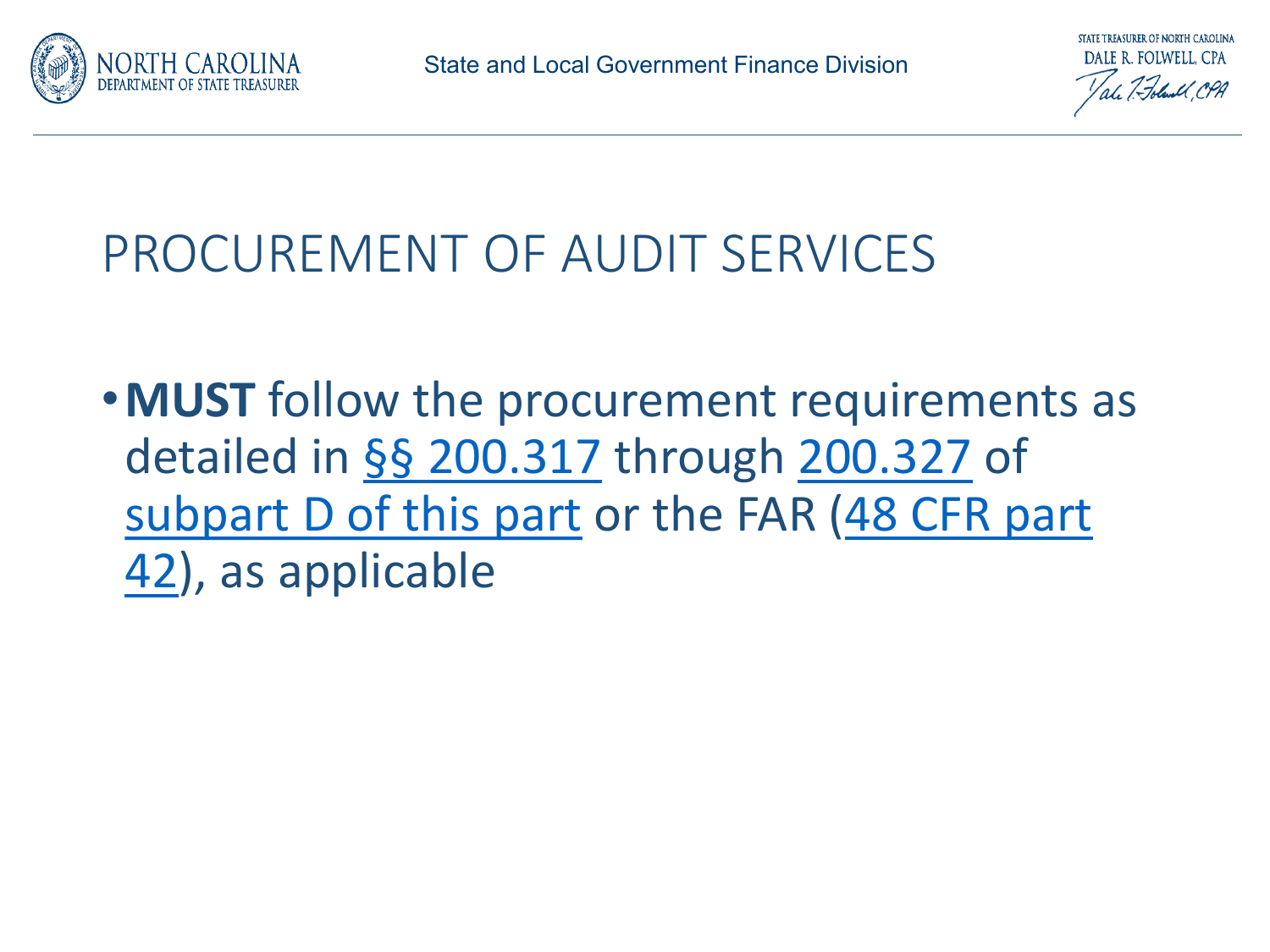# PROCUREMENT OF AUDIT SERVICES

- **MUST** follow the procurement requirements as detailed in §§ 200.317 through 200.327 of subpart D of this part or the FAR (48 CFR part 42), as applicable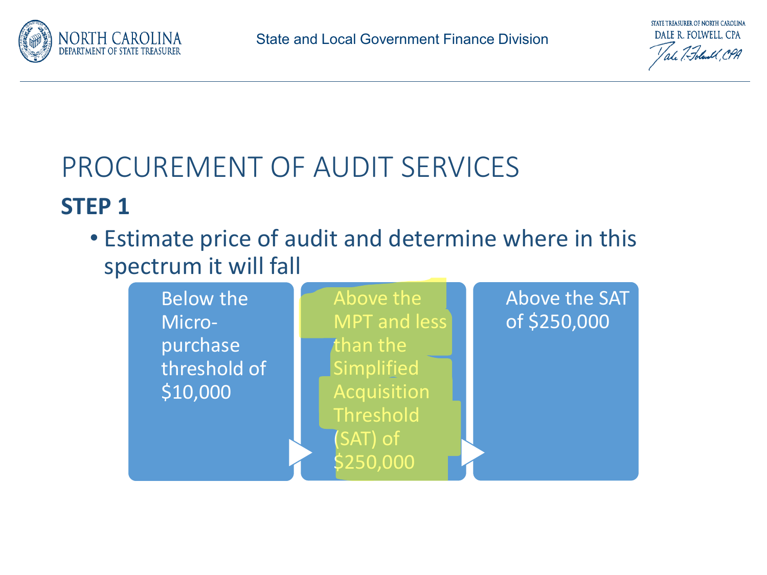# PROCUREMENT OF AUDIT SERVICES

## STEP 1

- Estimate price of audit and determine where in this spectrum it will fall

Below the Micro-purchase threshold of $10,000 → Above the MPT and less than the Simplified Acquisition Threshold (SAT) of $250,000 → Above the SAT of $250,000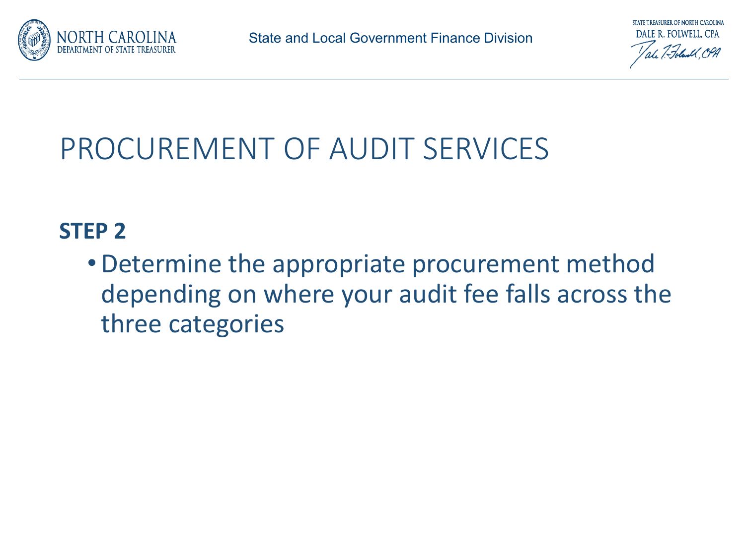# PROCUREMENT OF AUDIT SERVICES

**STEP 2**

- Determine the appropriate procurement method depending on where your audit fee falls across the three categories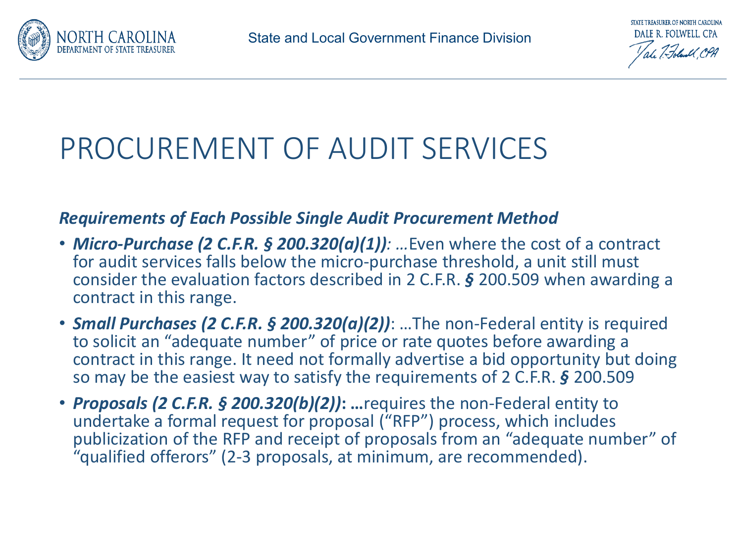# PROCUREMENT OF AUDIT SERVICES

***Requirements of Each Possible Single Audit Procurement Method***

- ***Micro-Purchase (2 C.F.R. § 200.320(a)(1))****:* …Even where the cost of a contract for audit services falls below the micro-purchase threshold, a unit still must consider the evaluation factors described in 2 C.F.R. ***§*** 200.509 when awarding a contract in this range.
- ***Small Purchases (2 C.F.R. § 200.320(a)(2))***: …The non-Federal entity is required to solicit an "adequate number" of price or rate quotes before awarding a contract in this range. It need not formally advertise a bid opportunity but doing so may be the easiest way to satisfy the requirements of 2 C.F.R. ***§*** 200.509
- ***Proposals (2 C.F.R. § 200.320(b)(2))*****: …**requires the non-Federal entity to undertake a formal request for proposal ("RFP") process, which includes publicization of the RFP and receipt of proposals from an "adequate number" of "qualified offerors" (2-3 proposals, at minimum, are recommended).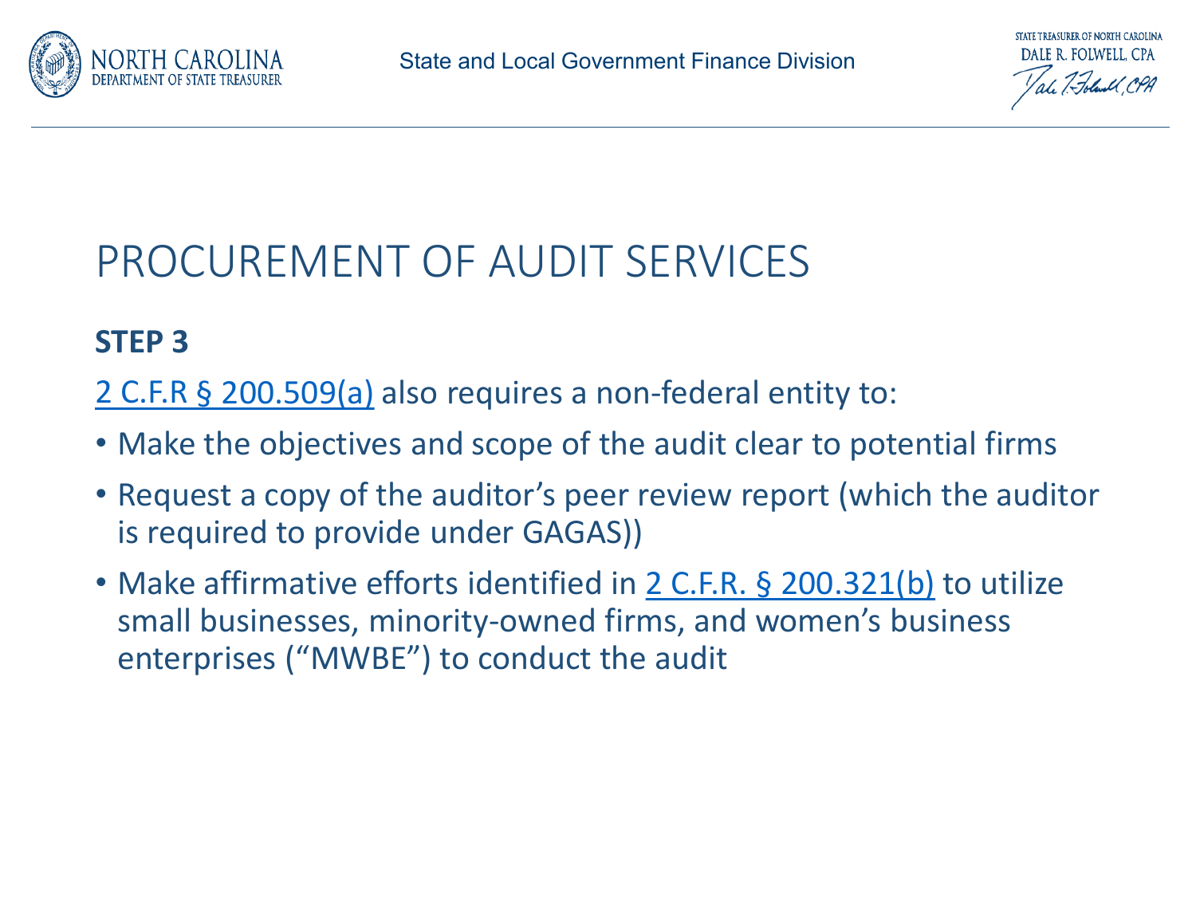# PROCUREMENT OF AUDIT SERVICES

**STEP 3**

2 C.F.R § 200.509(a) also requires a non-federal entity to:

- Make the objectives and scope of the audit clear to potential firms
- Request a copy of the auditor's peer review report (which the auditor is required to provide under GAGAS))
- Make affirmative efforts identified in 2 C.F.R. § 200.321(b) to utilize small businesses, minority-owned firms, and women's business enterprises ("MWBE") to conduct the audit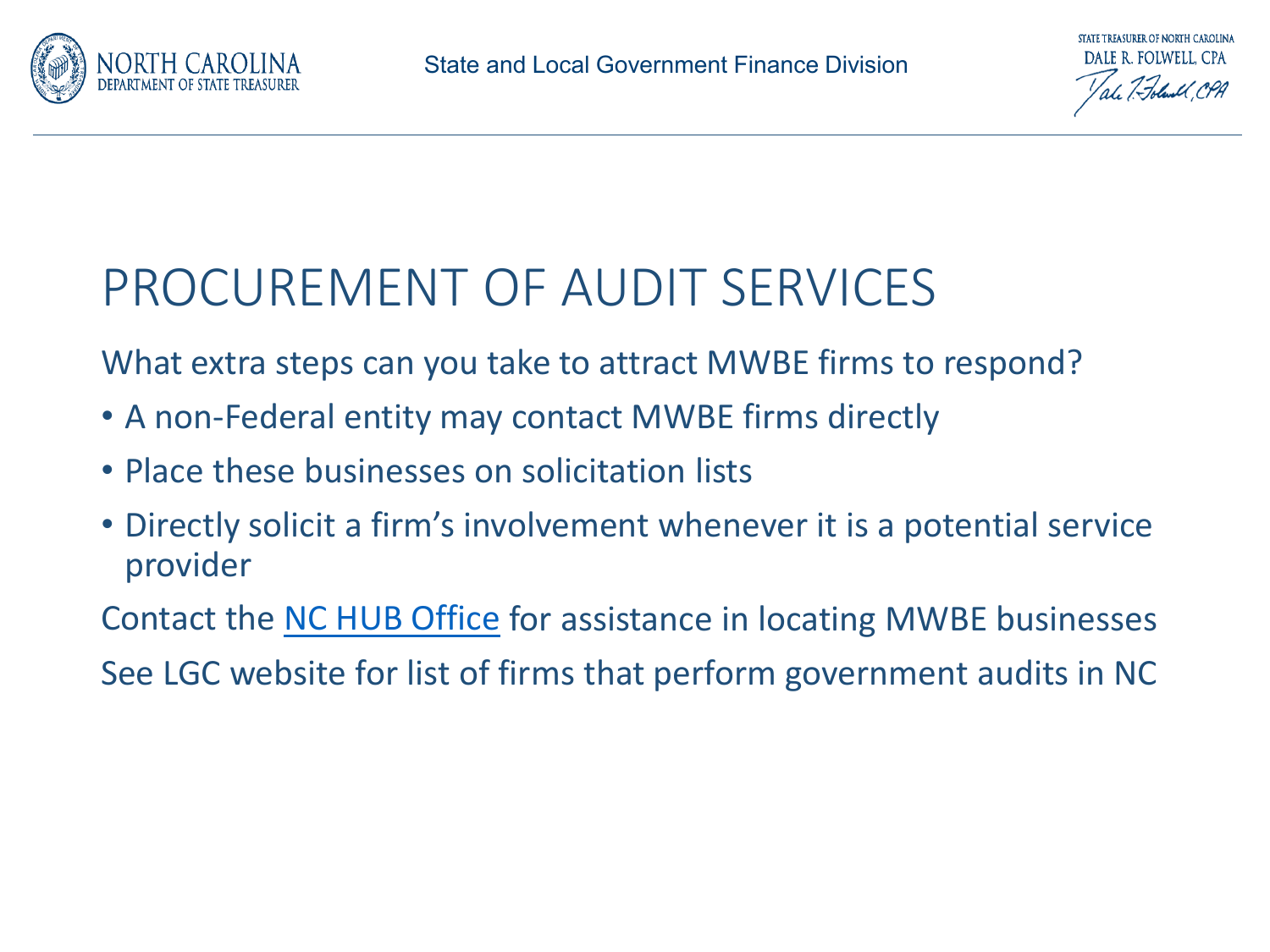# PROCUREMENT OF AUDIT SERVICES

What extra steps can you take to attract MWBE firms to respond?

- A non-Federal entity may contact MWBE firms directly
- Place these businesses on solicitation lists
- Directly solicit a firm's involvement whenever it is a potential service provider

Contact the NC HUB Office for assistance in locating MWBE businesses

See LGC website for list of firms that perform government audits in NC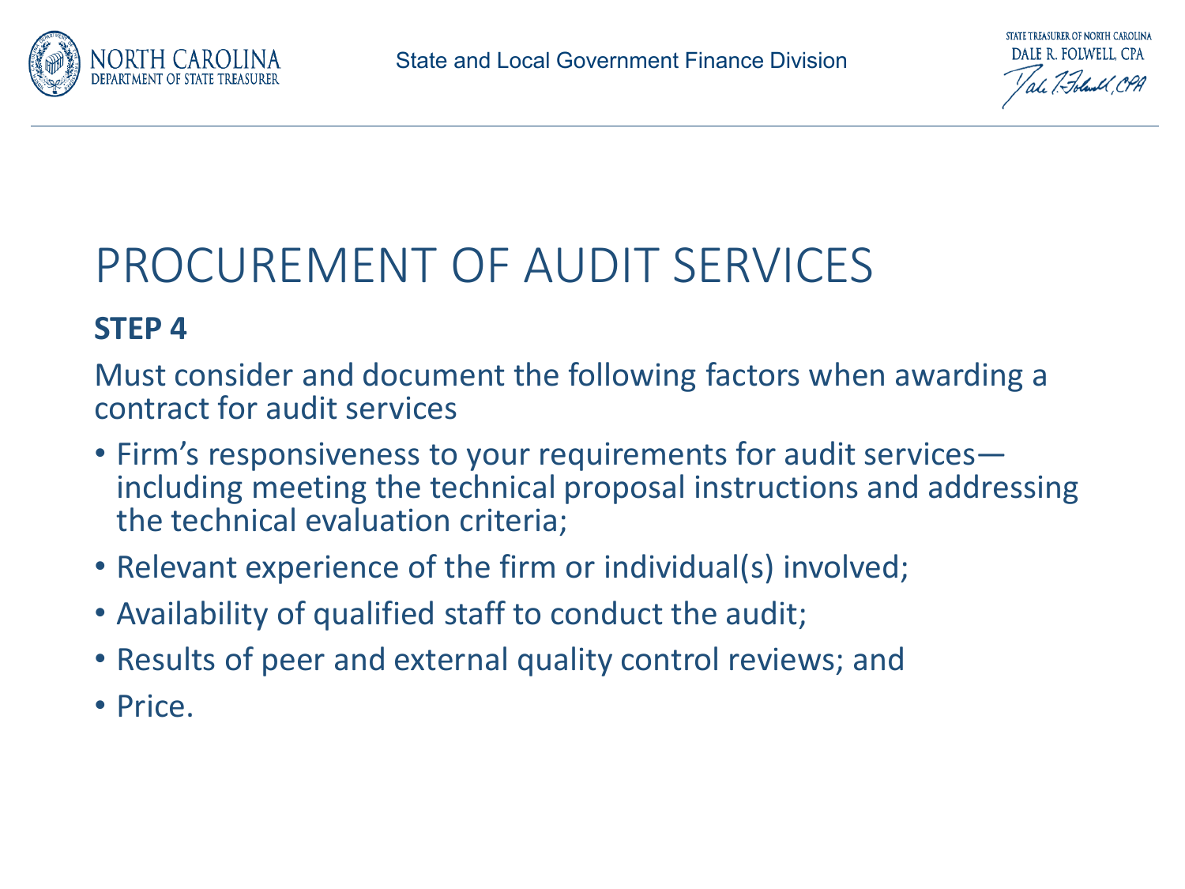# PROCUREMENT OF AUDIT SERVICES

## STEP 4

Must consider and document the following factors when awarding a contract for audit services

- Firm's responsiveness to your requirements for audit services—including meeting the technical proposal instructions and addressing the technical evaluation criteria;
- Relevant experience of the firm or individual(s) involved;
- Availability of qualified staff to conduct the audit;
- Results of peer and external quality control reviews; and
- Price.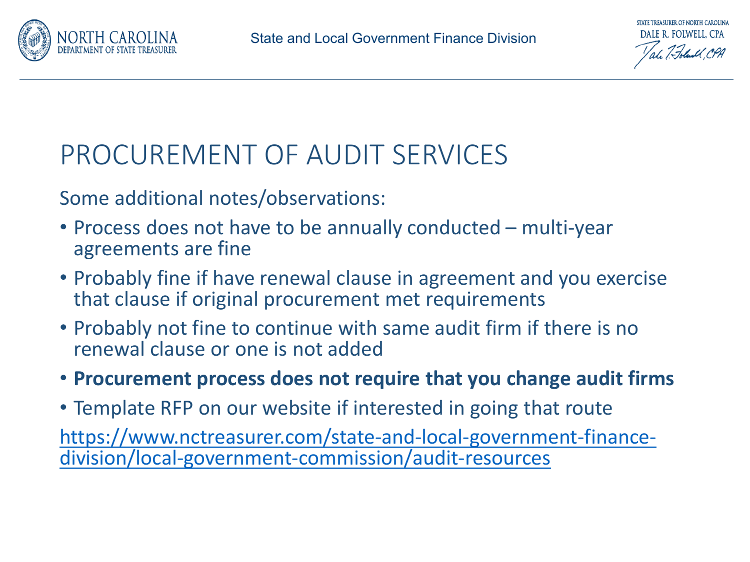# PROCUREMENT OF AUDIT SERVICES

Some additional notes/observations:

- Process does not have to be annually conducted – multi-year agreements are fine
- Probably fine if have renewal clause in agreement and you exercise that clause if original procurement met requirements
- Probably not fine to continue with same audit firm if there is no renewal clause or one is not added
- **Procurement process does not require that you change audit firms**
- Template RFP on our website if interested in going that route

https://www.nctreasurer.com/state-and-local-government-finance-division/local-government-commission/audit-resources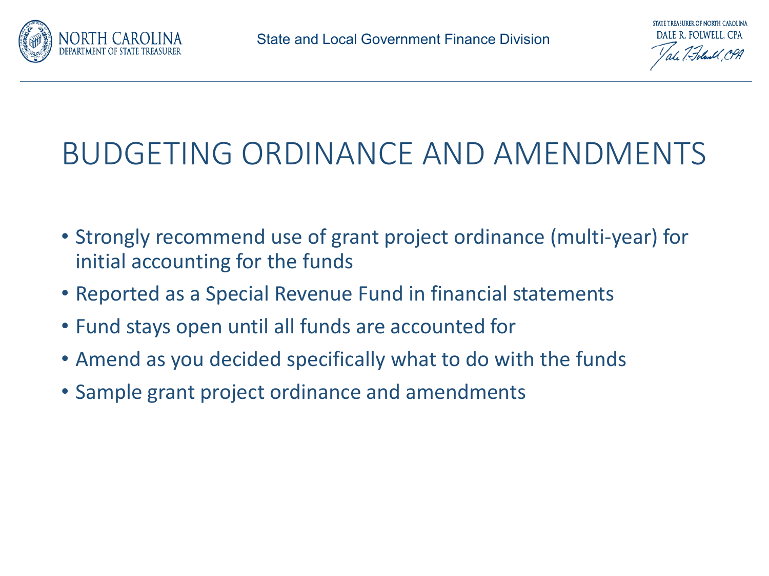# BUDGETING ORDINANCE AND AMENDMENTS

- Strongly recommend use of grant project ordinance (multi-year) for initial accounting for the funds
- Reported as a Special Revenue Fund in financial statements
- Fund stays open until all funds are accounted for
- Amend as you decided specifically what to do with the funds
- Sample grant project ordinance and amendments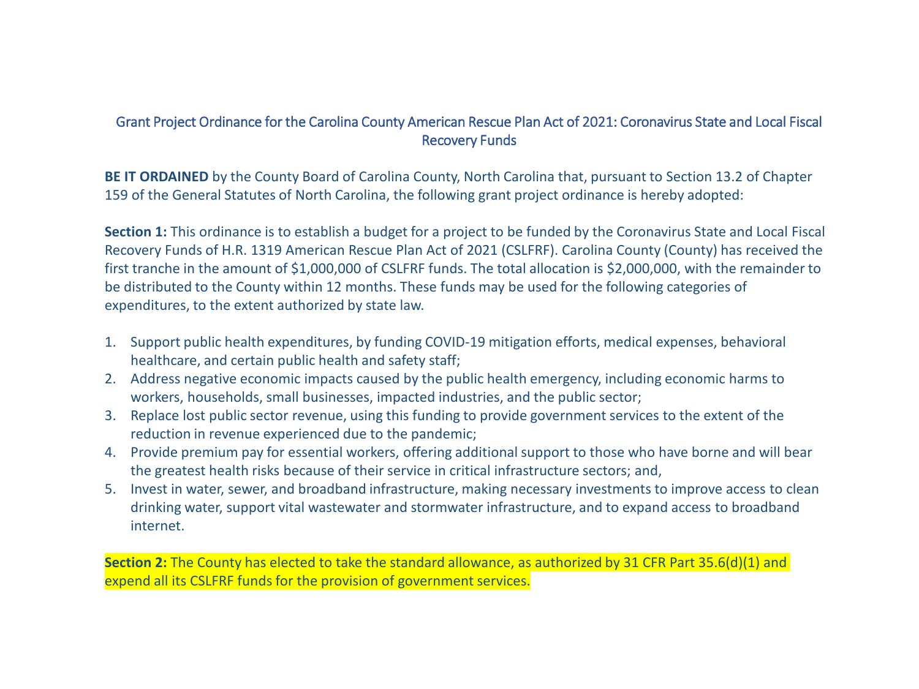# Grant Project Ordinance for the Carolina County American Rescue Plan Act of 2021: Coronavirus State and Local Fiscal Recovery Funds

**BE IT ORDAINED** by the County Board of Carolina County, North Carolina that, pursuant to Section 13.2 of Chapter 159 of the General Statutes of North Carolina, the following grant project ordinance is hereby adopted:

**Section 1:** This ordinance is to establish a budget for a project to be funded by the Coronavirus State and Local Fiscal Recovery Funds of H.R. 1319 American Rescue Plan Act of 2021 (CSLFRF). Carolina County (County) has received the first tranche in the amount of $1,000,000 of CSLFRF funds. The total allocation is $2,000,000, with the remainder to be distributed to the County within 12 months. These funds may be used for the following categories of expenditures, to the extent authorized by state law.

1. Support public health expenditures, by funding COVID-19 mitigation efforts, medical expenses, behavioral healthcare, and certain public health and safety staff;
2. Address negative economic impacts caused by the public health emergency, including economic harms to workers, households, small businesses, impacted industries, and the public sector;
3. Replace lost public sector revenue, using this funding to provide government services to the extent of the reduction in revenue experienced due to the pandemic;
4. Provide premium pay for essential workers, offering additional support to those who have borne and will bear the greatest health risks because of their service in critical infrastructure sectors; and,
5. Invest in water, sewer, and broadband infrastructure, making necessary investments to improve access to clean drinking water, support vital wastewater and stormwater infrastructure, and to expand access to broadband internet.

**Section 2:** The County has elected to take the standard allowance, as authorized by 31 CFR Part 35.6(d)(1) and expend all its CSLFRF funds for the provision of government services.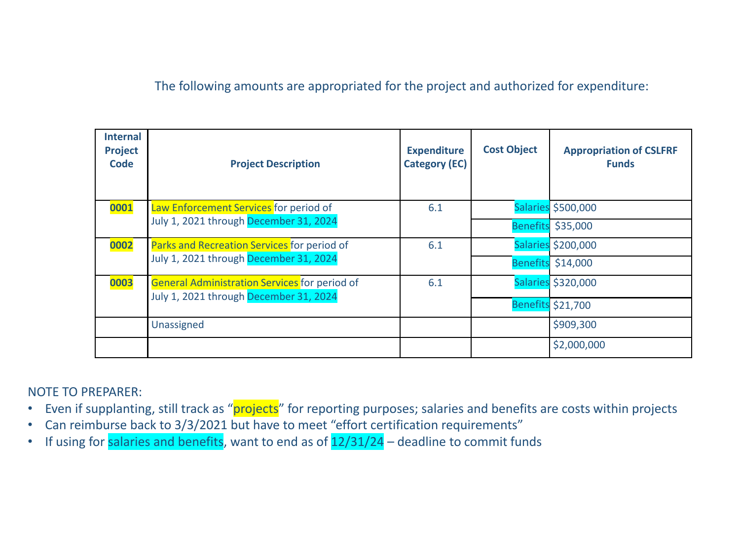The following amounts are appropriated for the project and authorized for expenditure:

| Internal Project Code | Project Description | Expenditure Category (EC) | Cost Object | Appropriation of CSLFRF Funds |
|---|---|---|---|---|
| 0001 | Law Enforcement Services for period of July 1, 2021 through December 31, 2024 | 6.1 | Salaries | $500,000 |
| | | | Benefits | $35,000 |
| 0002 | Parks and Recreation Services for period of July 1, 2021 through December 31, 2024 | 6.1 | Salaries | $200,000 |
| | | | Benefits | $14,000 |
| 0003 | General Administration Services for period of July 1, 2021 through December 31, 2024 | 6.1 | Salaries | $320,000 |
| | | | Benefits | $21,700 |
| | Unassigned | | | $909,300 |
| | | | | $2,000,000 |

NOTE TO PREPARER:

- Even if supplanting, still track as "projects" for reporting purposes; salaries and benefits are costs within projects
- Can reimburse back to 3/3/2021 but have to meet "effort certification requirements"
- If using for salaries and benefits, want to end as of 12/31/24 – deadline to commit funds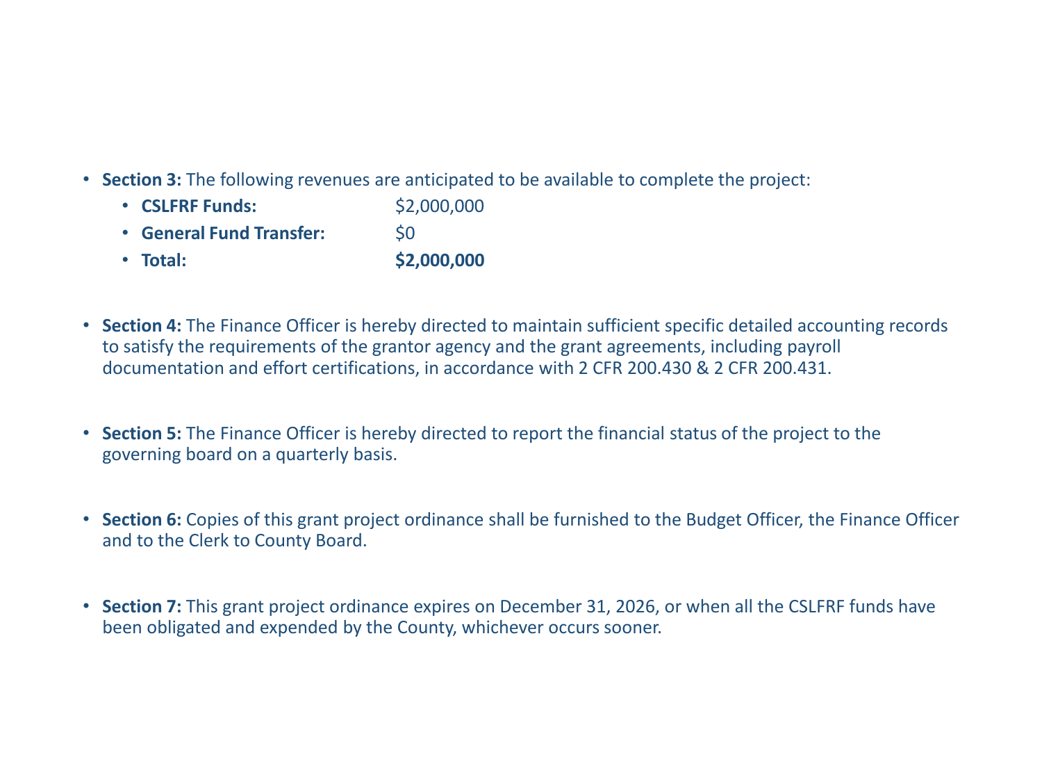- **Section 3:** The following revenues are anticipated to be available to complete the project:
  - **CSLFRF Funds:** $2,000,000
  - **General Fund Transfer:** $0
  - **Total:** **$2,000,000**

- **Section 4:** The Finance Officer is hereby directed to maintain sufficient specific detailed accounting records to satisfy the requirements of the grantor agency and the grant agreements, including payroll documentation and effort certifications, in accordance with 2 CFR 200.430 & 2 CFR 200.431.

- **Section 5:** The Finance Officer is hereby directed to report the financial status of the project to the governing board on a quarterly basis.

- **Section 6:** Copies of this grant project ordinance shall be furnished to the Budget Officer, the Finance Officer and to the Clerk to County Board.

- **Section 7:** This grant project ordinance expires on December 31, 2026, or when all the CSLFRF funds have been obligated and expended by the County, whichever occurs sooner.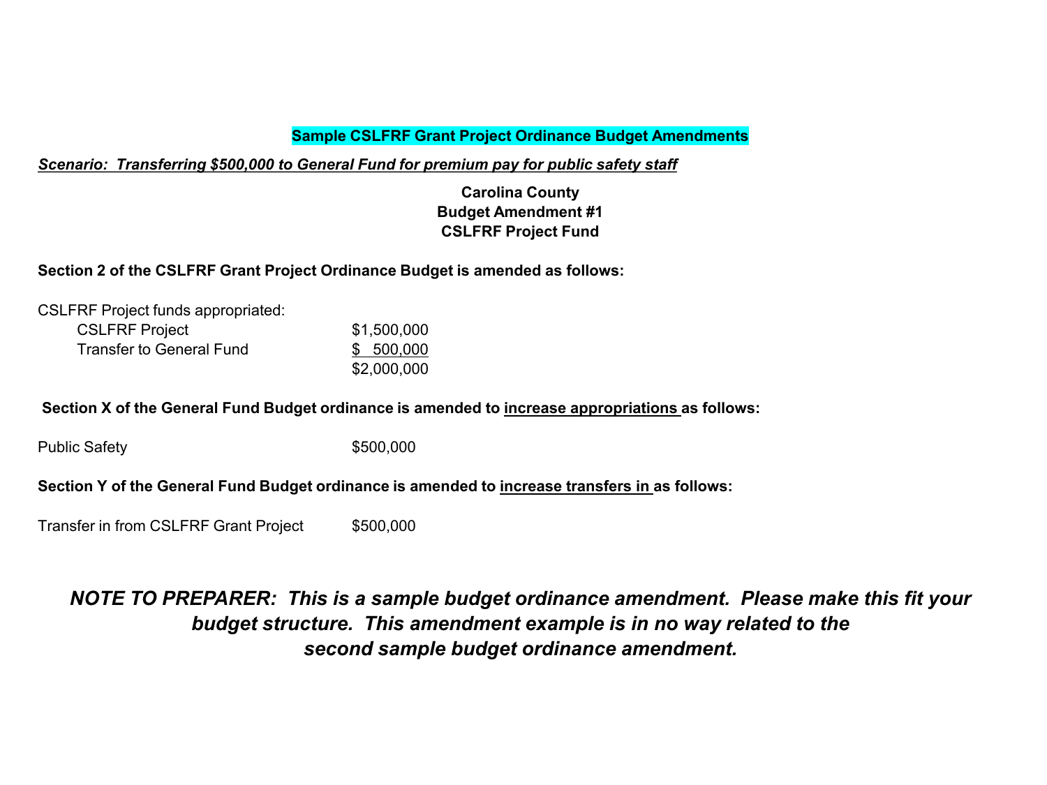**Sample CSLFRF Grant Project Ordinance Budget Amendments**

***Scenario: Transferring $500,000 to General Fund for premium pay for public safety staff***

**Carolina County**
**Budget Amendment #1**
**CSLFRF Project Fund**

**Section 2 of the CSLFRF Grant Project Ordinance Budget is amended as follows:**

CSLFRF Project funds appropriated:

| | |
|---|---|
| CSLFRF Project | $1,500,000 |
| Transfer to General Fund | $ 500,000 |
| | $2,000,000 |

**Section X of the General Fund Budget ordinance is amended to increase appropriations as follows:**

| | |
|---|---|
| Public Safety | $500,000 |

**Section Y of the General Fund Budget ordinance is amended to increase transfers in as follows:**

| | |
|---|---|
| Transfer in from CSLFRF Grant Project | $500,000 |

***NOTE TO PREPARER: This is a sample budget ordinance amendment. Please make this fit your budget structure. This amendment example is in no way related to the second sample budget ordinance amendment.***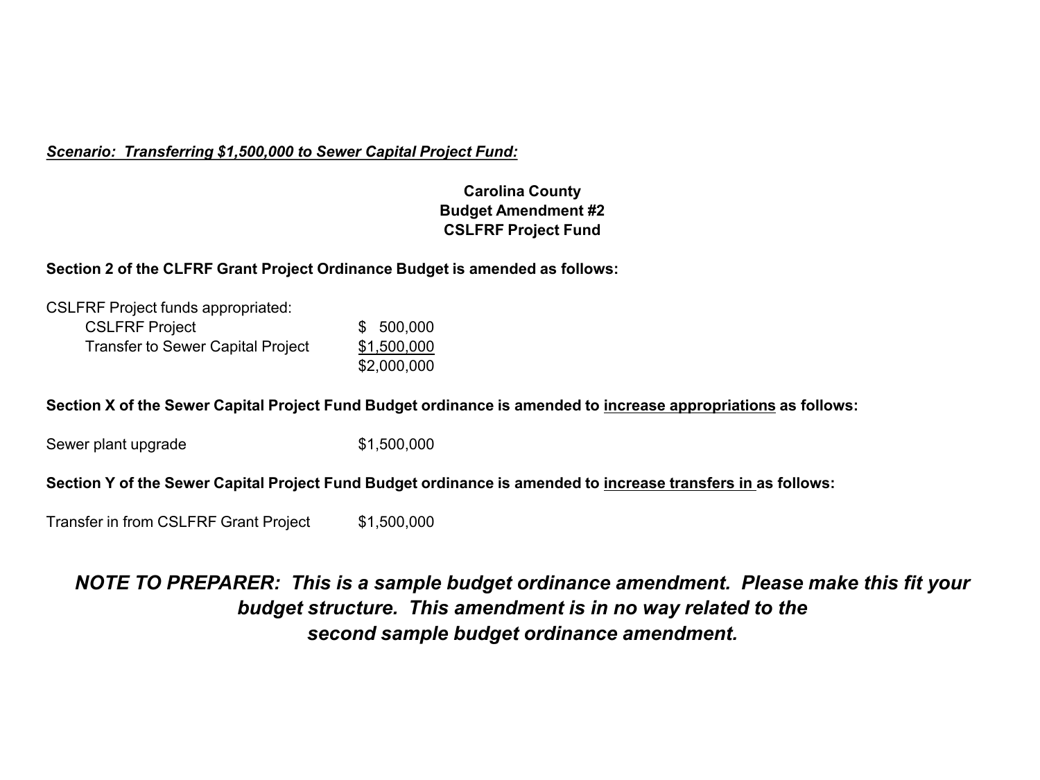***<u>Scenario: Transferring $1,500,000 to Sewer Capital Project Fund:</u>***

**Carolina County**
**Budget Amendment #2**
**CSLFRF Project Fund**

**Section 2 of the CLFRF Grant Project Ordinance Budget is amended as follows:**

CSLFRF Project funds appropriated:

| | |
|---|---|
| CSLFRF Project | $ 500,000 |
| Transfer to Sewer Capital Project | <u>$1,500,000</u> |
| | $2,000,000 |

**Section X of the Sewer Capital Project Fund Budget ordinance is amended to <u>increase appropriations</u> as follows:**

| | |
|---|---|
| Sewer plant upgrade | $1,500,000 |

**Section Y of the Sewer Capital Project Fund Budget ordinance is amended to <u>increase transfers in</u> as follows:**

| | |
|---|---|
| Transfer in from CSLFRF Grant Project | $1,500,000 |

***NOTE TO PREPARER: This is a sample budget ordinance amendment. Please make this fit your budget structure. This amendment is in no way related to the second sample budget ordinance amendment.***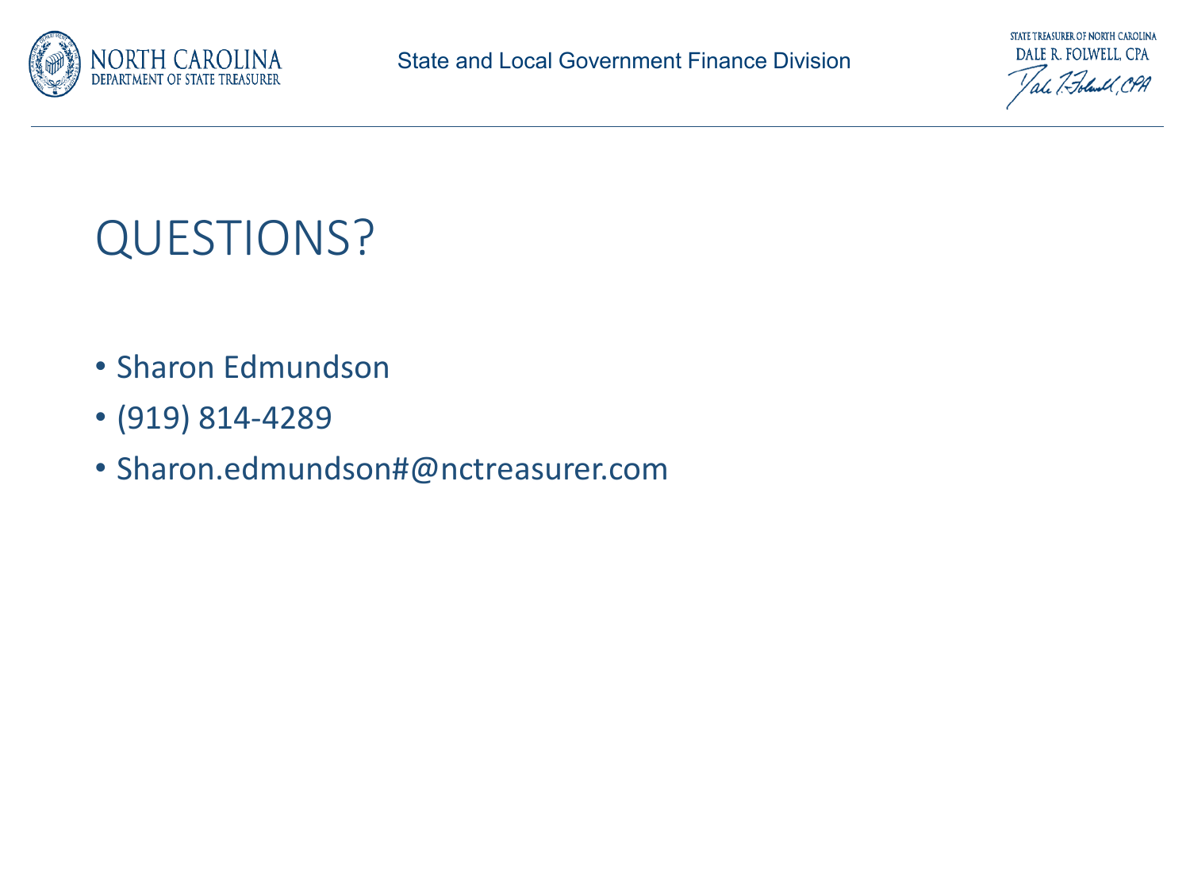# QUESTIONS?

- Sharon Edmundson
- (919) 814-4289
- Sharon.edmundson#@nctreasurer.com